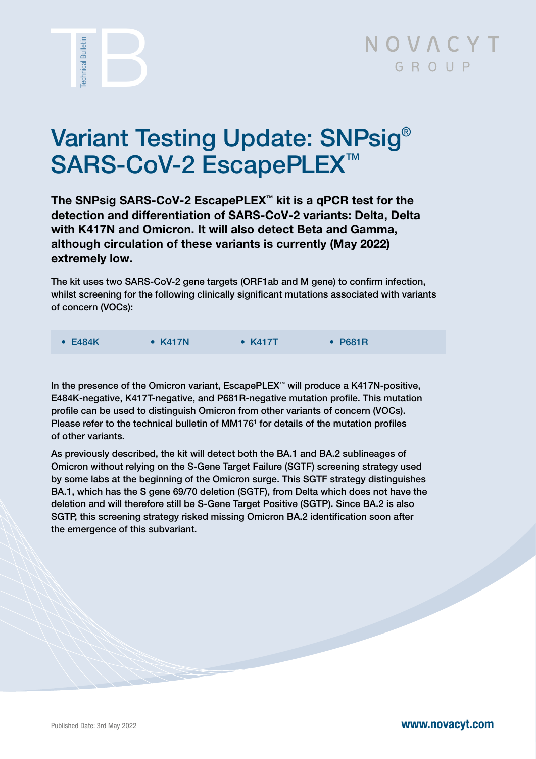# Variant Testing Update: SNPsig® SARS-CoV-2 EscapePLEX™

**The SNPsig SARS-CoV-2 EscapePLEX™ kit is a qPCR test for the detection and differentiation of SARS-CoV-2 variants: Delta, Delta with K417N and Omicron. It will also detect Beta and Gamma, although circulation of these variants is currently (May 2022) extremely low.**

The kit uses two SARS-CoV-2 gene targets (ORF1ab and M gene) to confirm infection, whilst screening for the following clinically significant mutations associated with variants of concern (VOCs):

- E484K
- K417N
- K417T
- P681R

In the presence of the Omicron variant, EscapePLEX™ will produce a K417N-positive, E484K-negative, K417T-negative, and P681R-negative mutation profile. This mutation profile can be used to distinguish Omicron from other variants of concern (VOCs). Please refer to the technical bulletin of MM176[1] for details of the mutation profiles of other variants.

As previously described, the kit will detect both the BA.1 and BA.2 sublineages of Omicron without relying on the S-Gene Target Failure (SGTF) screening strategy used by some labs at the beginning of the Omicron surge. This SGTF strategy distinguishes BA.1, which has the S gene 69/70 deletion (SGTF), from Delta which does not have the deletion and will therefore still be S-Gene Target Positive (SGTP). Since BA.2 is also SGTP, this screening strategy risked missing Omicron BA.2 identification soon after the emergence of this subvariant.

Published Date: 3rd May 2022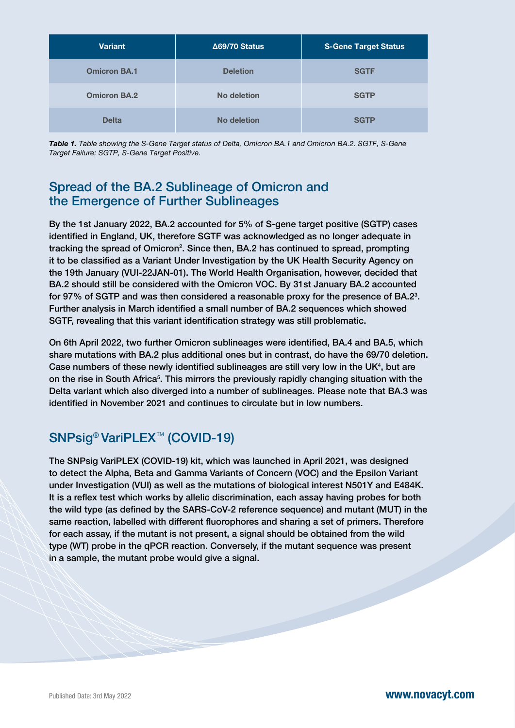| Variant | Δ69/70 Status | S-Gene Target Status |
|---|---|---|
| Omicron BA.1 | Deletion | SGTF |
| Omicron BA.2 | No deletion | SGTP |
| Delta | No deletion | SGTP |

***Table 1.*** *Table showing the S-Gene Target status of Delta, Omicron BA.1 and Omicron BA.2. SGTF, S-Gene Target Failure; SGTP, S-Gene Target Positive.*

## Spread of the BA.2 Sublineage of Omicron and the Emergence of Further Sublineages

By the 1st January 2022, BA.2 accounted for 5% of S-gene target positive (SGTP) cases identified in England, UK, therefore SGTF was acknowledged as no longer adequate in tracking the spread of Omicron[2]. Since then, BA.2 has continued to spread, prompting it to be classified as a Variant Under Investigation by the UK Health Security Agency on the 19th January (VUI-22JAN-01). The World Health Organisation, however, decided that BA.2 should still be considered with the Omicron VOC. By 31st January BA.2 accounted for 97% of SGTP and was then considered a reasonable proxy for the presence of BA.2[3]. Further analysis in March identified a small number of BA.2 sequences which showed SGTF, revealing that this variant identification strategy was still problematic.

On 6th April 2022, two further Omicron sublineages were identified, BA.4 and BA.5, which share mutations with BA.2 plus additional ones but in contrast, do have the 69/70 deletion. Case numbers of these newly identified sublineages are still very low in the UK[4], but are on the rise in South Africa[5]. This mirrors the previously rapidly changing situation with the Delta variant which also diverged into a number of sublineages. Please note that BA.3 was identified in November 2021 and continues to circulate but in low numbers.

## SNPsig® VariPLEX™ (COVID-19)

The SNPsig VariPLEX (COVID-19) kit, which was launched in April 2021, was designed to detect the Alpha, Beta and Gamma Variants of Concern (VOC) and the Epsilon Variant under Investigation (VUI) as well as the mutations of biological interest N501Y and E484K. It is a reflex test which works by allelic discrimination, each assay having probes for both the wild type (as defined by the SARS-CoV-2 reference sequence) and mutant (MUT) in the same reaction, labelled with different fluorophores and sharing a set of primers. Therefore for each assay, if the mutant is not present, a signal should be obtained from the wild type (WT) probe in the qPCR reaction. Conversely, if the mutant sequence was present in a sample, the mutant probe would give a signal.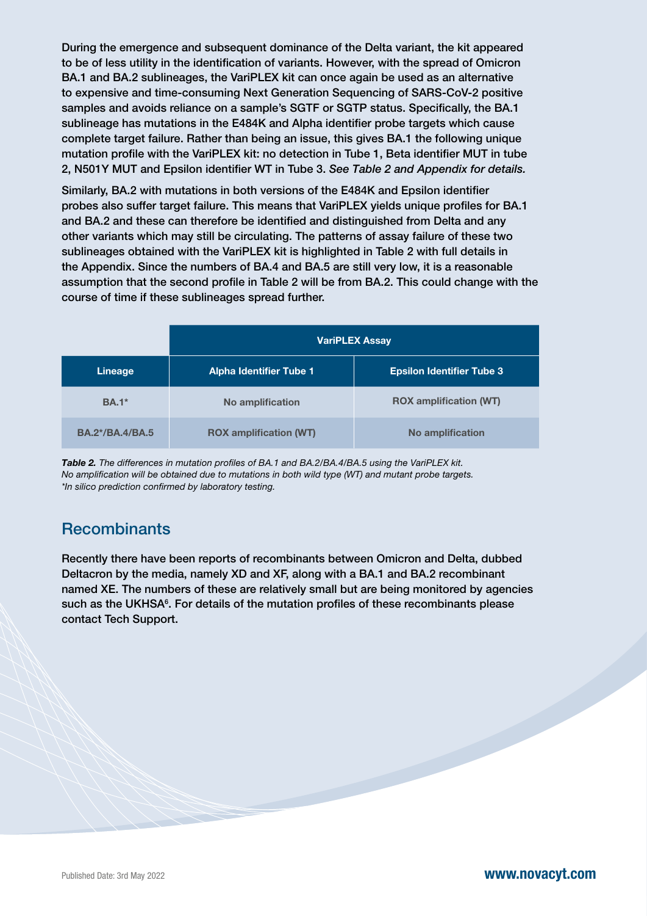During the emergence and subsequent dominance of the Delta variant, the kit appeared to be of less utility in the identification of variants. However, with the spread of Omicron BA.1 and BA.2 sublineages, the VariPLEX kit can once again be used as an alternative to expensive and time-consuming Next Generation Sequencing of SARS-CoV-2 positive samples and avoids reliance on a sample's SGTF or SGTP status. Specifically, the BA.1 sublineage has mutations in the E484K and Alpha identifier probe targets which cause complete target failure. Rather than being an issue, this gives BA.1 the following unique mutation profile with the VariPLEX kit: no detection in Tube 1, Beta identifier MUT in tube 2, N501Y MUT and Epsilon identifier WT in Tube 3. *See Table 2 and Appendix for details.*

Similarly, BA.2 with mutations in both versions of the E484K and Epsilon identifier probes also suffer target failure. This means that VariPLEX yields unique profiles for BA.1 and BA.2 and these can therefore be identified and distinguished from Delta and any other variants which may still be circulating. The patterns of assay failure of these two sublineages obtained with the VariPLEX kit is highlighted in Table 2 with full details in the Appendix. Since the numbers of BA.4 and BA.5 are still very low, it is a reasonable assumption that the second profile in Table 2 will be from BA.2. This could change with the course of time if these sublineages spread further.

| | VariPLEX Assay | |
|---|---|---|
| **Lineage** | **Alpha Identifier Tube 1** | **Epsilon Identifier Tube 3** |
| BA.1* | No amplification | ROX amplification (WT) |
| BA.2*/BA.4/BA.5 | ROX amplification (WT) | No amplification |

***Table 2.*** *The differences in mutation profiles of BA.1 and BA.2/BA.4/BA.5 using the VariPLEX kit. No amplification will be obtained due to mutations in both wild type (WT) and mutant probe targets. *In silico prediction confirmed by laboratory testing.*

## Recombinants

Recently there have been reports of recombinants between Omicron and Delta, dubbed Deltacron by the media, namely XD and XF, along with a BA.1 and BA.2 recombinant named XE. The numbers of these are relatively small but are being monitored by agencies such as the UKHSA[6]. For details of the mutation profiles of these recombinants please contact Tech Support.

Published Date: 3rd May 2022

www.novacyt.com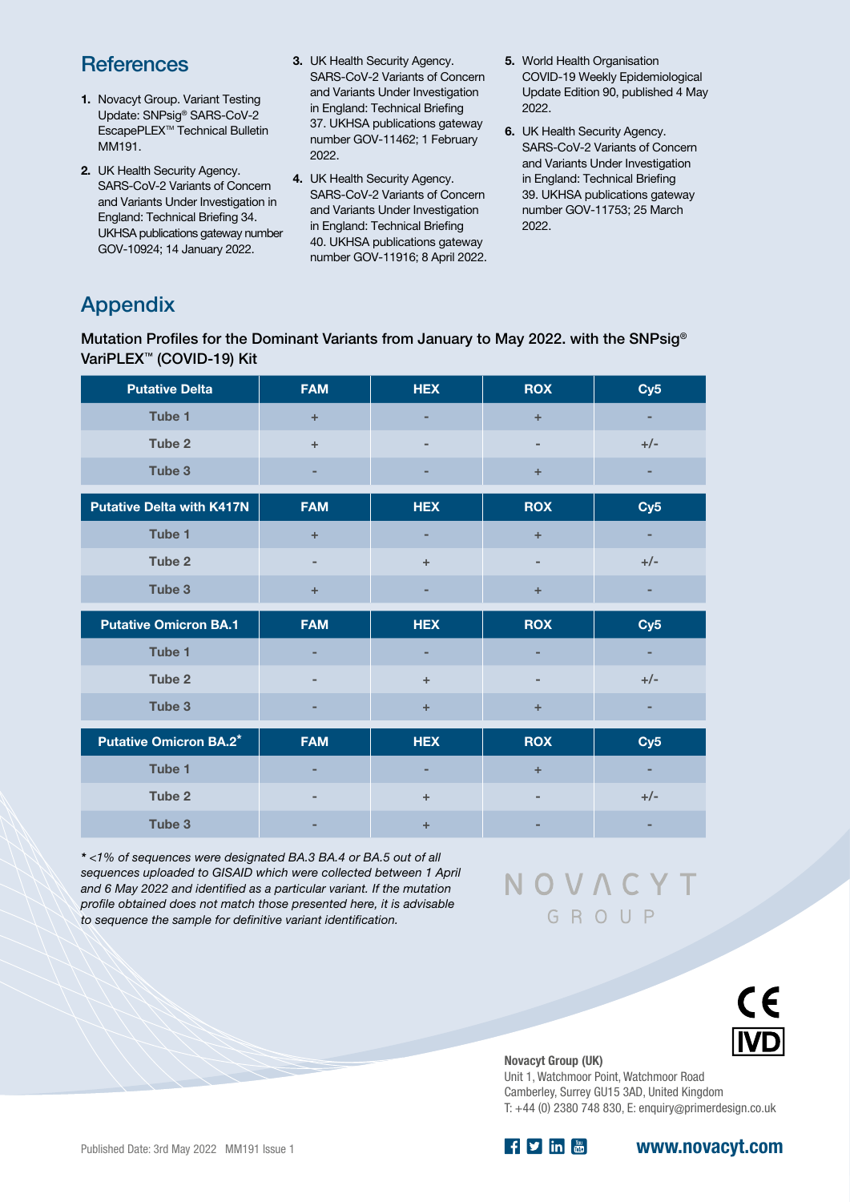## References

1. Novacyt Group. Variant Testing Update: SNPsig® SARS-CoV-2 EscapePLEX™ Technical Bulletin MM191.
2. UK Health Security Agency. SARS-CoV-2 Variants of Concern and Variants Under Investigation in England: Technical Briefing 34. UKHSA publications gateway number GOV-10924; 14 January 2022.
3. UK Health Security Agency. SARS-CoV-2 Variants of Concern and Variants Under Investigation in England: Technical Briefing 37. UKHSA publications gateway number GOV-11462; 1 February 2022.
4. UK Health Security Agency. SARS-CoV-2 Variants of Concern and Variants Under Investigation in England: Technical Briefing 40. UKHSA publications gateway number GOV-11916; 8 April 2022.
5. World Health Organisation COVID-19 Weekly Epidemiological Update Edition 90, published 4 May 2022.
6. UK Health Security Agency. SARS-CoV-2 Variants of Concern and Variants Under Investigation in England: Technical Briefing 39. UKHSA publications gateway number GOV-11753; 25 March 2022.

## Appendix

Mutation Profiles for the Dominant Variants from January to May 2022. with the SNPsig® VariPLEX™ (COVID-19) Kit

| Putative Delta | FAM | HEX | ROX | Cy5 |
|---|---|---|---|---|
| Tube 1 | + | - | + | - |
| Tube 2 | + | - | - | +/- |
| Tube 3 | - | - | + | - |

| Putative Delta with K417N | FAM | HEX | ROX | Cy5 |
|---|---|---|---|---|
| Tube 1 | + | - | + | - |
| Tube 2 | - | + | - | +/- |
| Tube 3 | + | - | + | - |

| Putative Omicron BA.1 | FAM | HEX | ROX | Cy5 |
|---|---|---|---|---|
| Tube 1 | - | - | - | - |
| Tube 2 | - | + | - | +/- |
| Tube 3 | - | + | + | - |

| Putative Omicron BA.2* | FAM | HEX | ROX | Cy5 |
|---|---|---|---|---|
| Tube 1 | - | - | + | - |
| Tube 2 | - | + | - | +/- |
| Tube 3 | - | + | - | - |

*\* <1% of sequences were designated BA.3 BA.4 or BA.5 out of all sequences uploaded to GISAID which were collected between 1 April and 6 May 2022 and identified as a particular variant. If the mutation profile obtained does not match those presented here, it is advisable to sequence the sample for definitive variant identification.*

NOVACYT GROUP

CE IVD

**Novacyt Group (UK)**
Unit 1, Watchmoor Point, Watchmoor Road
Camberley, Surrey GU15 3AD, United Kingdom
T: +44 (0) 2380 748 830, E: enquiry@primerdesign.co.uk

Published Date: 3rd May 2022 MM191 Issue 1

**www.novacyt.com**